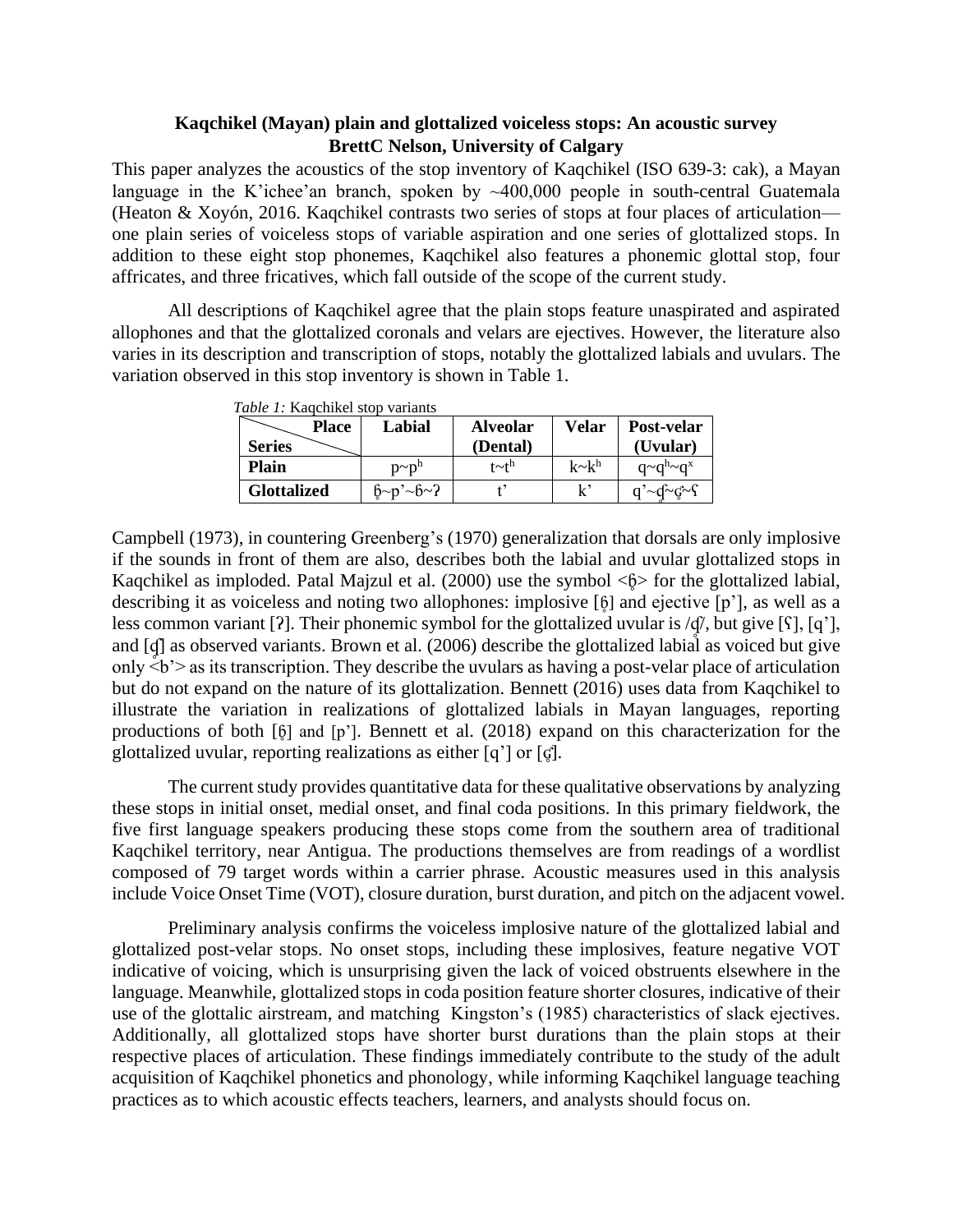**Kaqchikel (Mayan) plain and glottalized voiceless stops: An acoustic survey**
**BrettC Nelson, University of Calgary**

This paper analyzes the acoustics of the stop inventory of Kaqchikel (ISO 639-3: cak), a Mayan language in the K'ichee'an branch, spoken by ~400,000 people in south-central Guatemala (Heaton & Xoyón, 2016. Kaqchikel contrasts two series of stops at four places of articulation—one plain series of voiceless stops of variable aspiration and one series of glottalized stops. In addition to these eight stop phonemes, Kaqchikel also features a phonemic glottal stop, four affricates, and three fricatives, which fall outside of the scope of the current study.

All descriptions of Kaqchikel agree that the plain stops feature unaspirated and aspirated allophones and that the glottalized coronals and velars are ejectives. However, the literature also varies in its description and transcription of stops, notably the glottalized labials and uvulars. The variation observed in this stop inventory is shown in Table 1.

*Table 1:* Kaqchikel stop variants

| Place / Series | Labial | Alveolar (Dental) | Velar | Post-velar (Uvular) |
|---|---|---|---|---|
| **Plain** | p~pʰ | t~tʰ | k~kʰ | q~qʰ~qˣ |
| **Glottalized** | ɓ̥~p'~ɓ~ʔ | t' | k' | q'~ʠ̊~ʛ̥~ʕ |

Campbell (1973), in countering Greenberg's (1970) generalization that dorsals are only implosive if the sounds in front of them are also, describes both the labial and uvular glottalized stops in Kaqchikel as imploded. Patal Majzul et al. (2000) use the symbol <ɓ̥> for the glottalized labial, describing it as voiceless and noting two allophones: implosive [ɓ̥] and ejective [p'], as well as a less common variant [ʔ]. Their phonemic symbol for the glottalized uvular is /ʠ̊/, but give [ʕ], [q'], and [ʠ] as observed variants. Brown et al. (2006) describe the glottalized labial as voiced but give only <b̥'> as its transcription. They describe the uvulars as having a post-velar place of articulation but do not expand on the nature of its glottalization. Bennett (2016) uses data from Kaqchikel to illustrate the variation in realizations of glottalized labials in Mayan languages, reporting productions of both [ɓ̥] and [p']. Bennett et al. (2018) expand on this characterization for the glottalized uvular, reporting realizations as either [q'] or [ʛ̥].

The current study provides quantitative data for these qualitative observations by analyzing these stops in initial onset, medial onset, and final coda positions. In this primary fieldwork, the five first language speakers producing these stops come from the southern area of traditional Kaqchikel territory, near Antigua. The productions themselves are from readings of a wordlist composed of 79 target words within a carrier phrase. Acoustic measures used in this analysis include Voice Onset Time (VOT), closure duration, burst duration, and pitch on the adjacent vowel.

Preliminary analysis confirms the voiceless implosive nature of the glottalized labial and glottalized post-velar stops. No onset stops, including these implosives, feature negative VOT indicative of voicing, which is unsurprising given the lack of voiced obstruents elsewhere in the language. Meanwhile, glottalized stops in coda position feature shorter closures, indicative of their use of the glottalic airstream, and matching Kingston's (1985) characteristics of slack ejectives. Additionally, all glottalized stops have shorter burst durations than the plain stops at their respective places of articulation. These findings immediately contribute to the study of the adult acquisition of Kaqchikel phonetics and phonology, while informing Kaqchikel language teaching practices as to which acoustic effects teachers, learners, and analysts should focus on.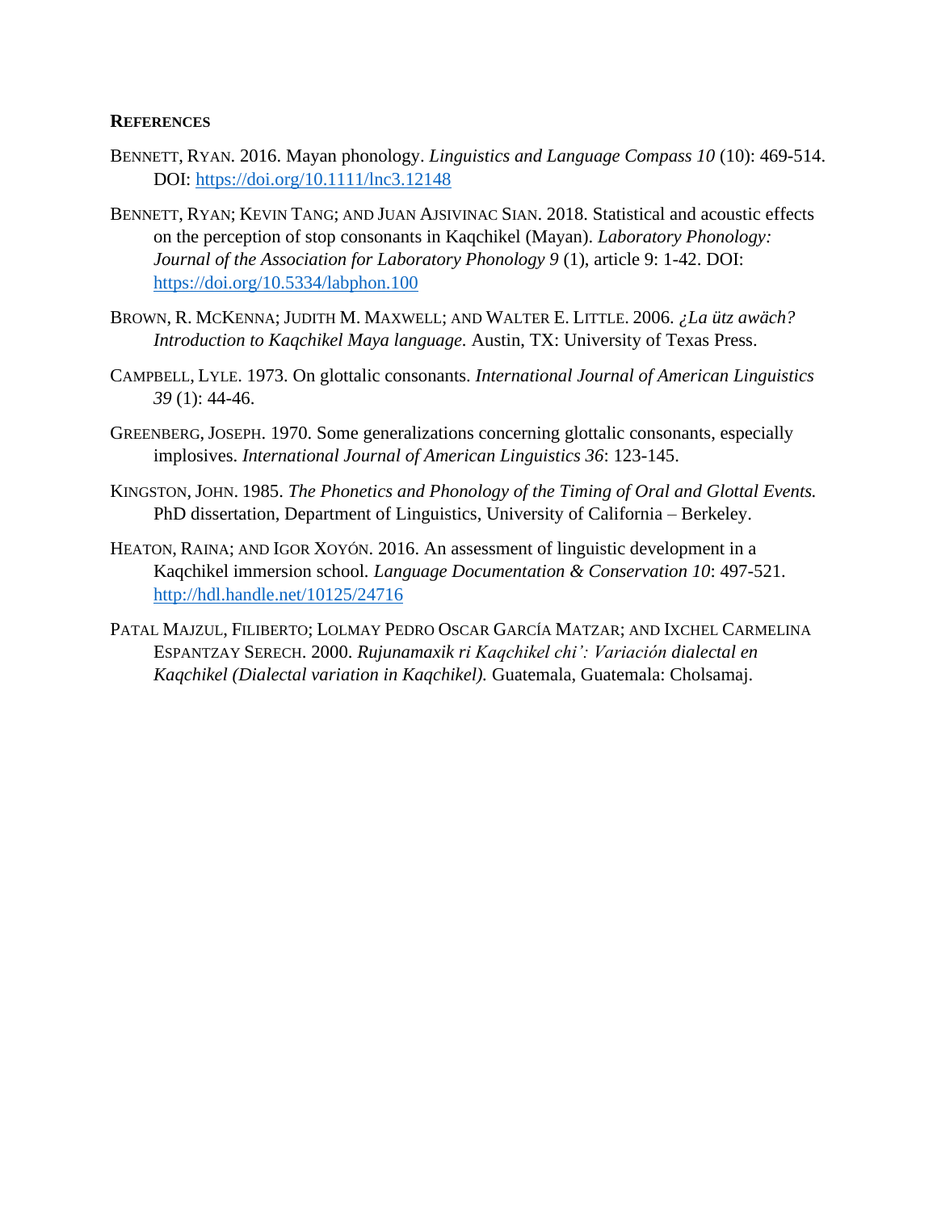## REFERENCES

BENNETT, RYAN. 2016. Mayan phonology. *Linguistics and Language Compass 10* (10): 469-514. DOI: https://doi.org/10.1111/lnc3.12148

BENNETT, RYAN; KEVIN TANG; AND JUAN AJSIVINAC SIAN. 2018. Statistical and acoustic effects on the perception of stop consonants in Kaqchikel (Mayan). *Laboratory Phonology: Journal of the Association for Laboratory Phonology 9* (1), article 9: 1-42. DOI: https://doi.org/10.5334/labphon.100

BROWN, R. MCKENNA; JUDITH M. MAXWELL; AND WALTER E. LITTLE. 2006. *¿La ütz awäch? Introduction to Kaqchikel Maya language.* Austin, TX: University of Texas Press.

CAMPBELL, LYLE. 1973. On glottalic consonants. *International Journal of American Linguistics 39* (1): 44-46.

GREENBERG, JOSEPH. 1970. Some generalizations concerning glottalic consonants, especially implosives. *International Journal of American Linguistics 36*: 123-145.

KINGSTON, JOHN. 1985. *The Phonetics and Phonology of the Timing of Oral and Glottal Events.* PhD dissertation, Department of Linguistics, University of California – Berkeley.

HEATON, RAINA; AND IGOR XOYÓN. 2016. An assessment of linguistic development in a Kaqchikel immersion school. *Language Documentation & Conservation 10*: 497-521. http://hdl.handle.net/10125/24716

PATAL MAJZUL, FILIBERTO; LOLMAY PEDRO OSCAR GARCÍA MATZAR; AND IXCHEL CARMELINA ESPANTZAY SERECH. 2000. *Rujunamaxik ri Kaqchikel chi': Variación dialectal en Kaqchikel (Dialectal variation in Kaqchikel).* Guatemala, Guatemala: Cholsamaj.